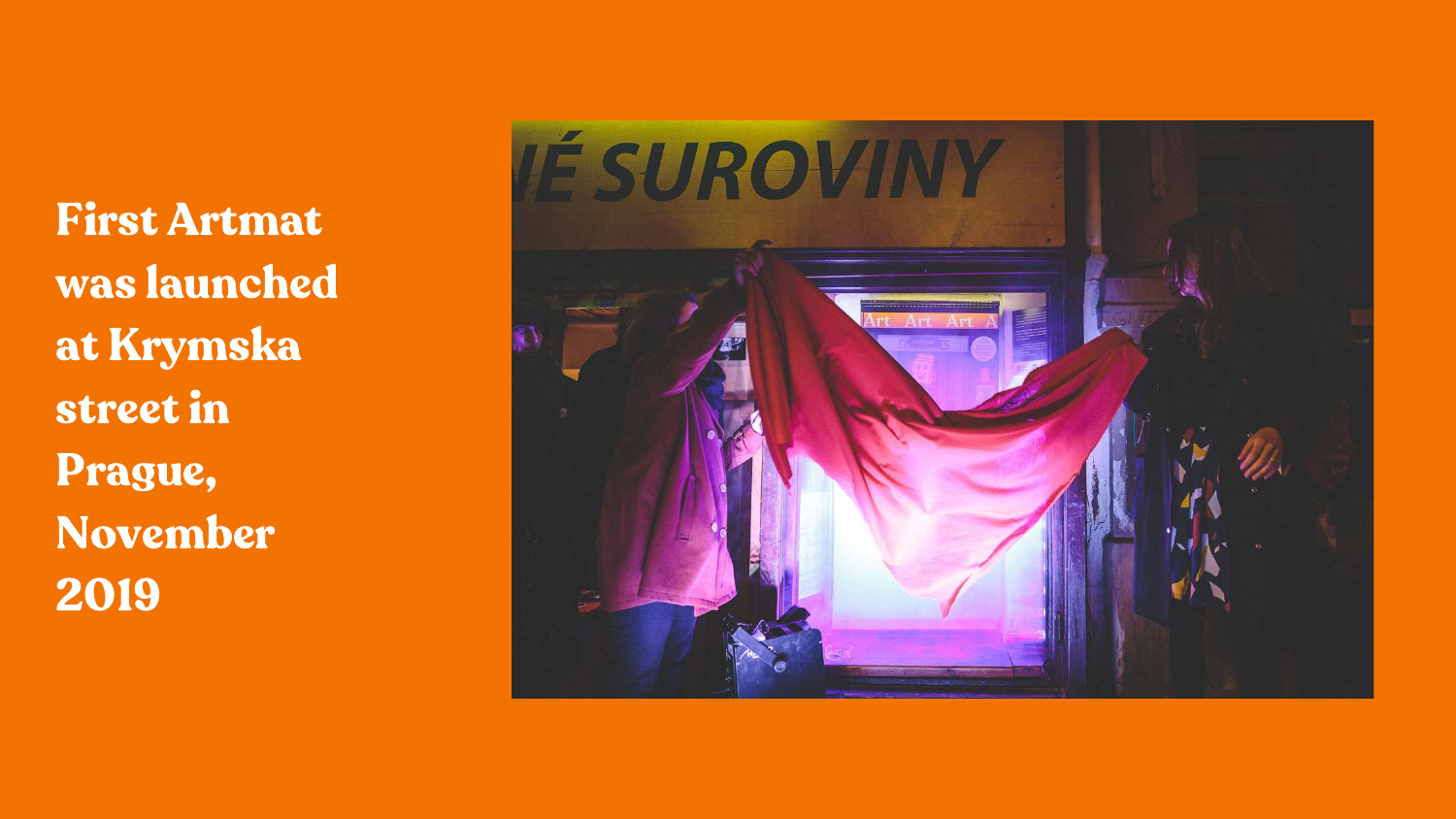**First Artmat was launched at Krymska street in Prague, November 2019**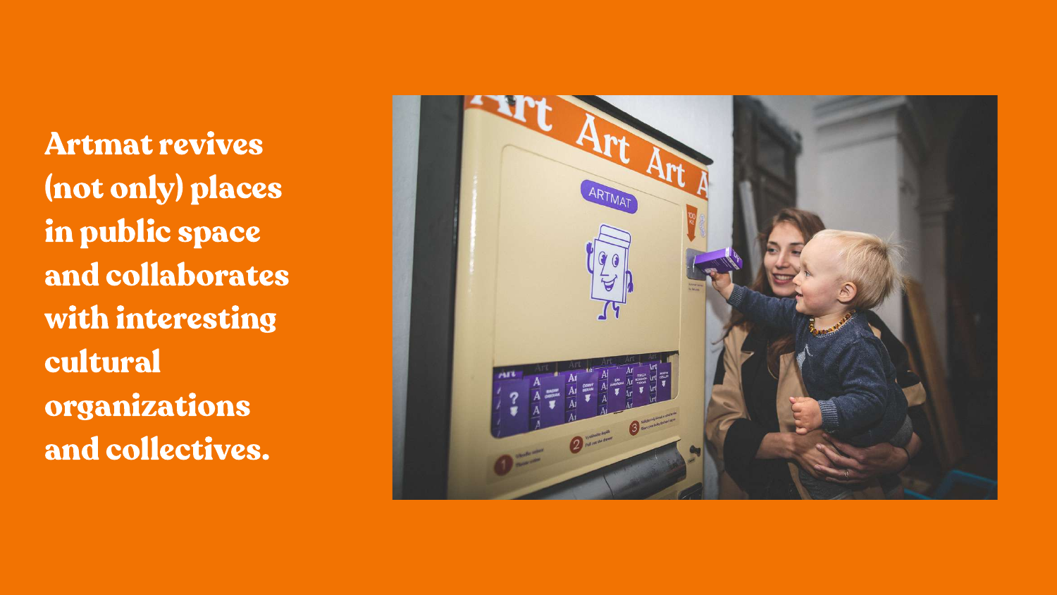**Artmat revives (not only) places in public space and collaborates with interesting cultural organizations and collectives.**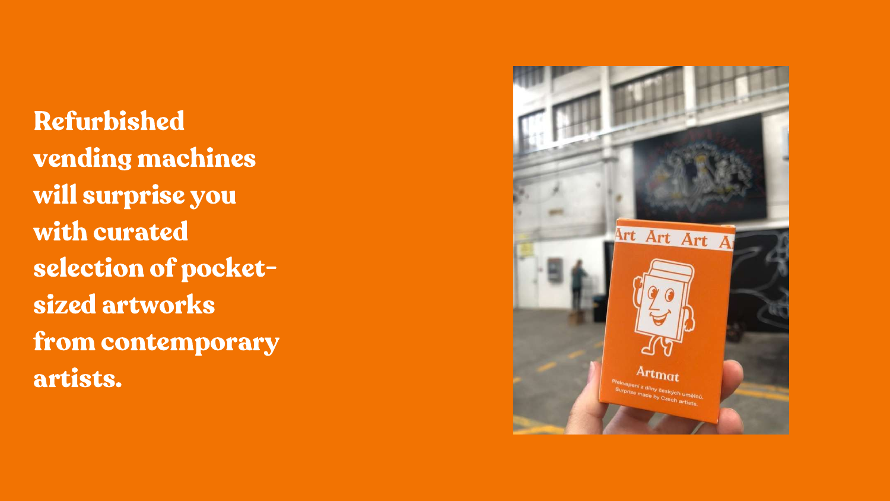**Refurbished vending machines will surprise you with curated selection of pocket-sized artworks from contemporary artists.**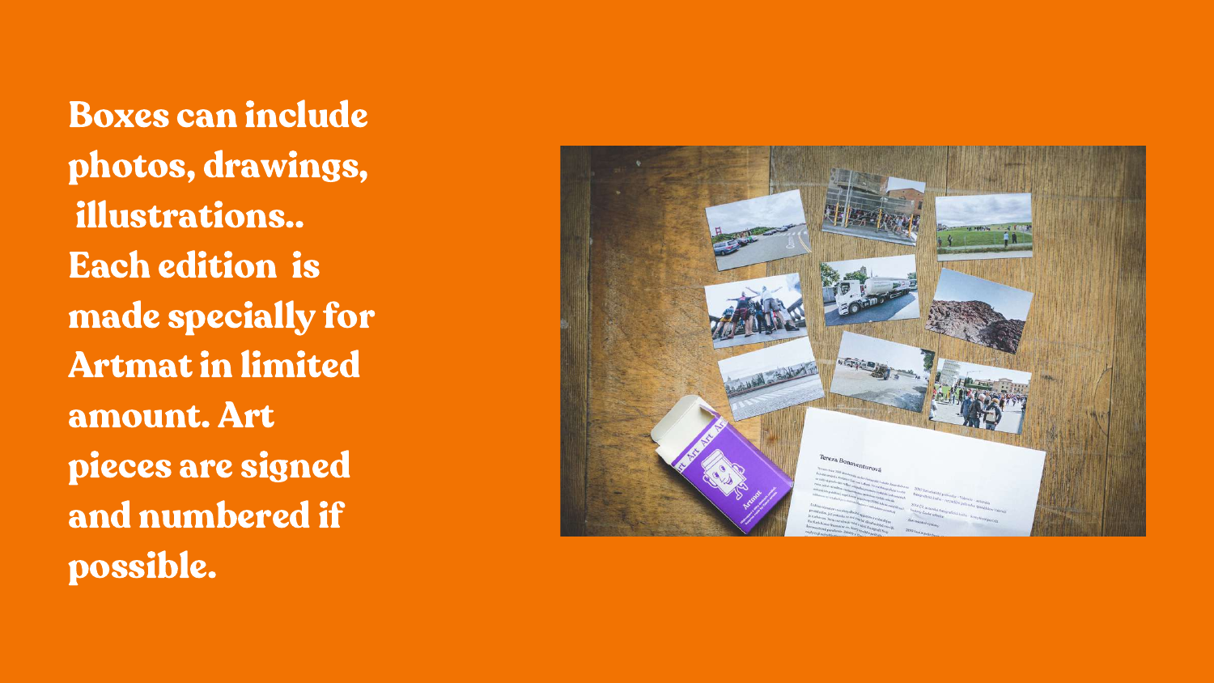Boxes can include photos, drawings, illustrations.. Each edition is made specially for Artmat in limited amount. Art pieces are signed and numbered if possible.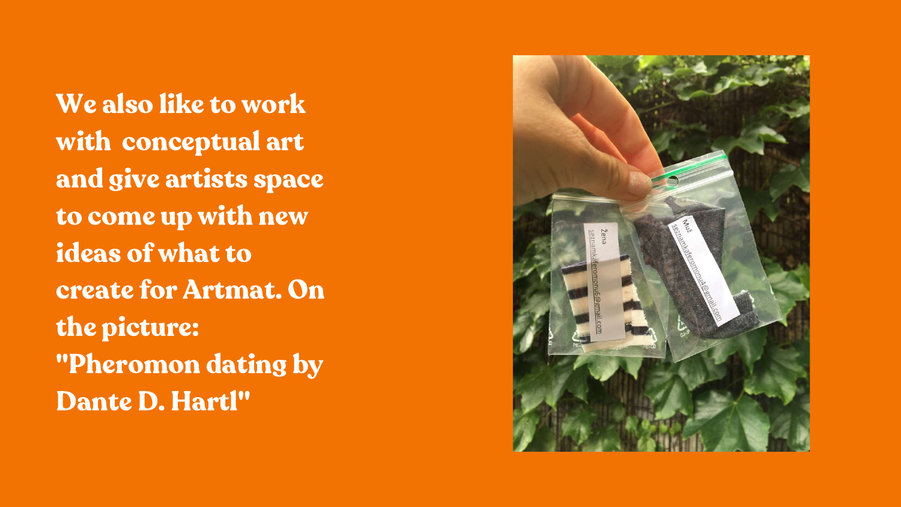We also like to work with conceptual art and give artists space to come up with new ideas of what to create for Artmat. On the picture: "Pheromon dating by Dante D. Hartl"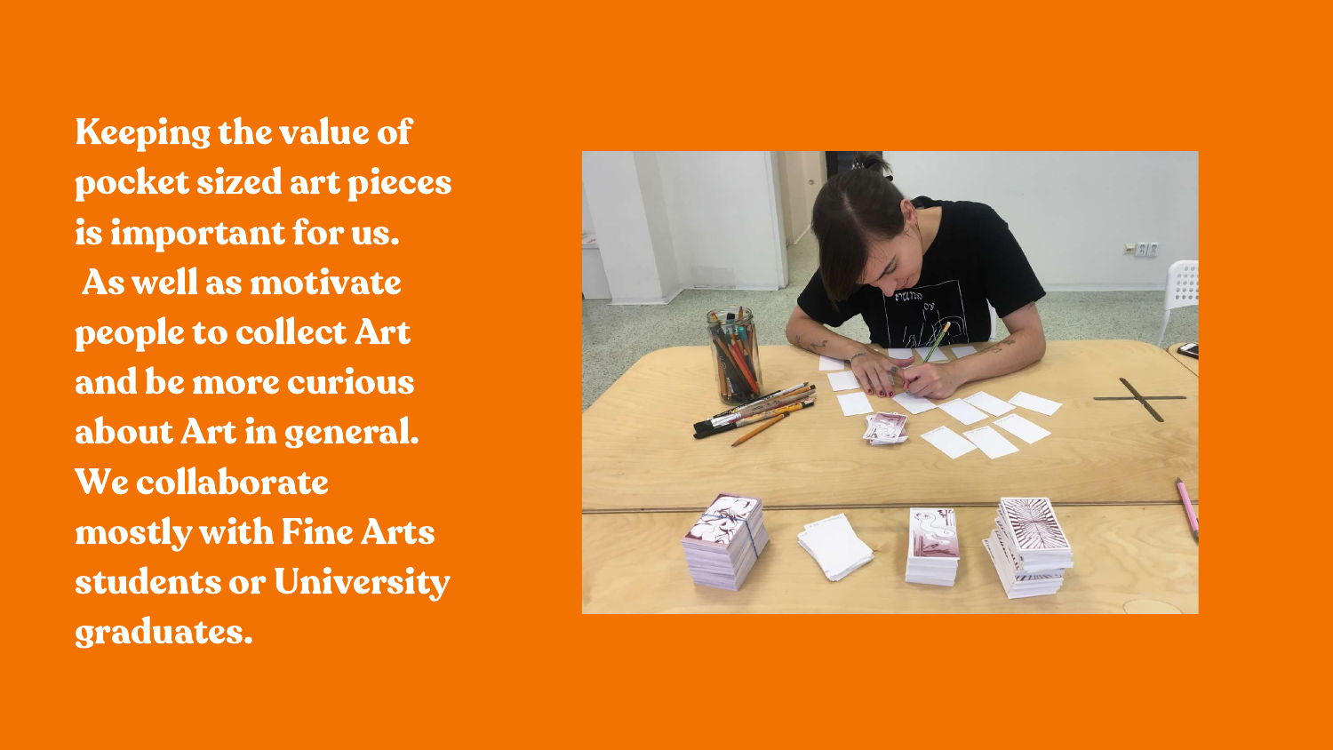Keeping the value of pocket sized art pieces is important for us. As well as motivate people to collect Art and be more curious about Art in general. We collaborate mostly with Fine Arts students or University graduates.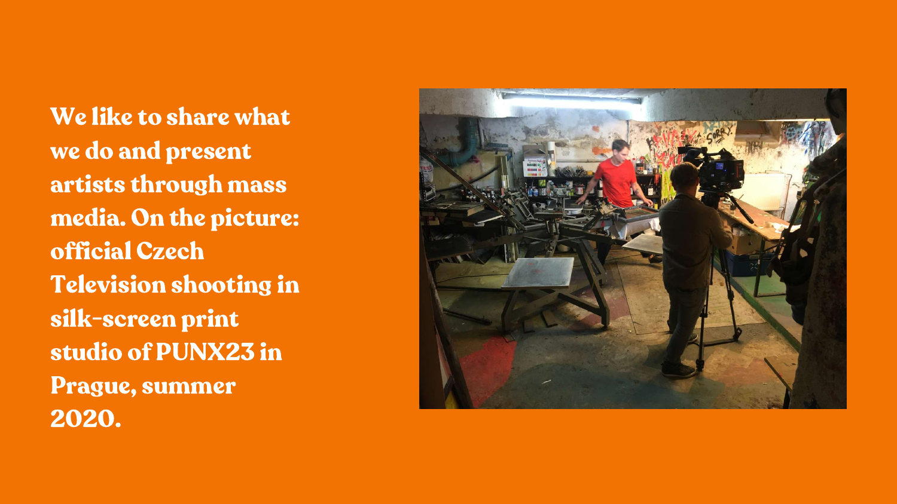**We like to share what we do and present artists through mass media. On the picture: official Czech Television shooting in silk-screen print studio of PUNX23 in Prague, summer 2020.**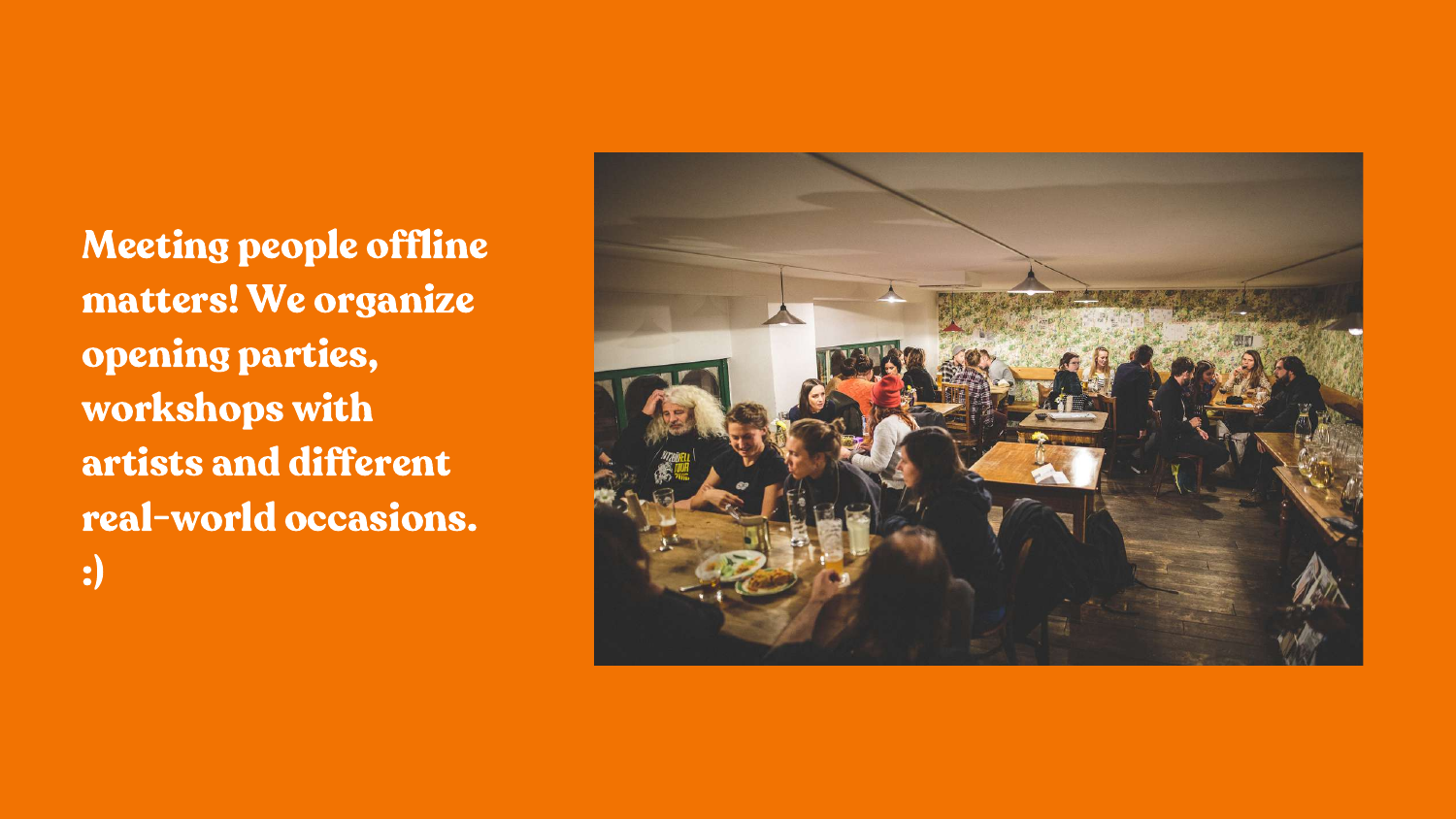**Meeting people offline matters! We organize opening parties, workshops with artists and different real-world occasions. :)**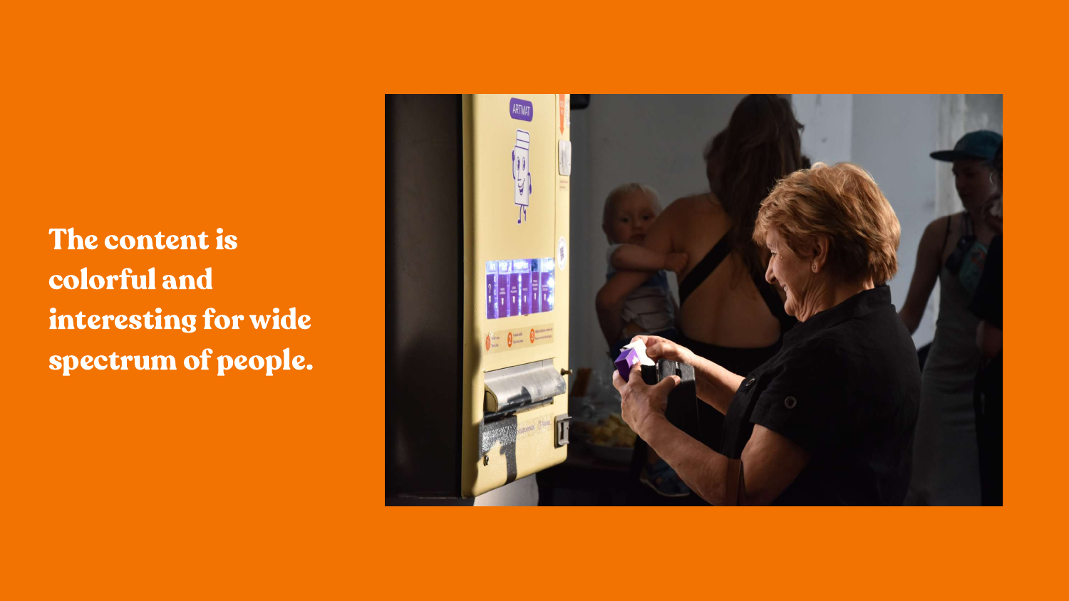**The content is colorful and interesting for wide spectrum of people.**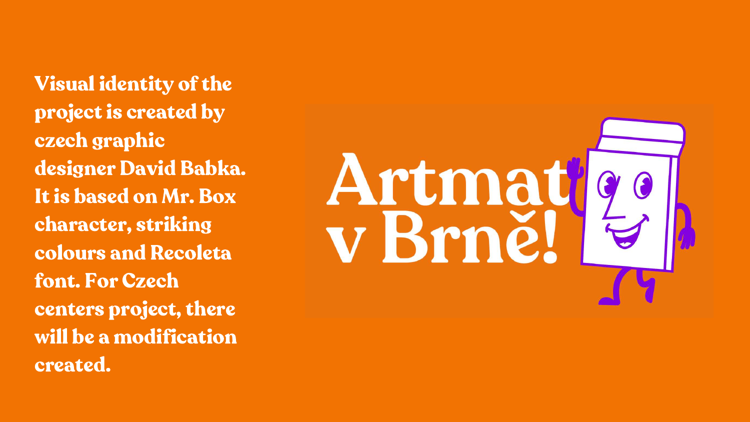Visual identity of the project is created by czech graphic designer David Babka. It is based on Mr. Box character, striking colours and Recoleta font. For Czech centers project, there will be a modification created.

Artmat v Brně!